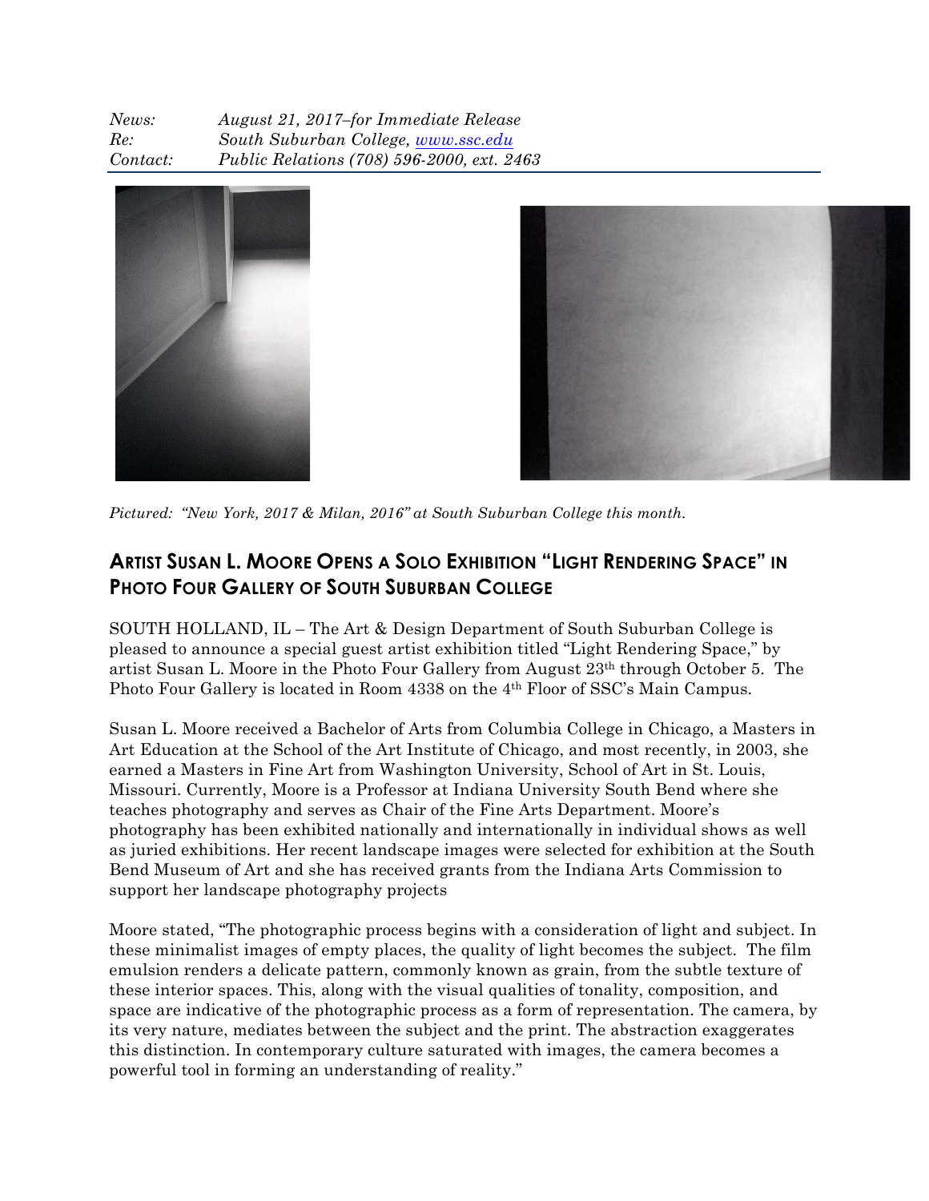*News:* *August 21, 2017–for Immediate Release*
*Re:* *South Suburban College, [www.ssc.edu](http://www.ssc.edu)*
*Contact:* *Public Relations (708) 596-2000, ext. 2463*

*Pictured: "New York, 2017 & Milan, 2016" at South Suburban College this month.*

## ARTIST SUSAN L. MOORE OPENS A SOLO EXHIBITION "LIGHT RENDERING SPACE" IN PHOTO FOUR GALLERY OF SOUTH SUBURBAN COLLEGE

SOUTH HOLLAND, IL – The Art & Design Department of South Suburban College is pleased to announce a special guest artist exhibition titled "Light Rendering Space," by artist Susan L. Moore in the Photo Four Gallery from August 23rd through October 5. The Photo Four Gallery is located in Room 4338 on the 4th Floor of SSC's Main Campus.

Susan L. Moore received a Bachelor of Arts from Columbia College in Chicago, a Masters in Art Education at the School of the Art Institute of Chicago, and most recently, in 2003, she earned a Masters in Fine Art from Washington University, School of Art in St. Louis, Missouri. Currently, Moore is a Professor at Indiana University South Bend where she teaches photography and serves as Chair of the Fine Arts Department. Moore's photography has been exhibited nationally and internationally in individual shows as well as juried exhibitions. Her recent landscape images were selected for exhibition at the South Bend Museum of Art and she has received grants from the Indiana Arts Commission to support her landscape photography projects

Moore stated, "The photographic process begins with a consideration of light and subject. In these minimalist images of empty places, the quality of light becomes the subject. The film emulsion renders a delicate pattern, commonly known as grain, from the subtle texture of these interior spaces. This, along with the visual qualities of tonality, composition, and space are indicative of the photographic process as a form of representation. The camera, by its very nature, mediates between the subject and the print. The abstraction exaggerates this distinction. In contemporary culture saturated with images, the camera becomes a powerful tool in forming an understanding of reality."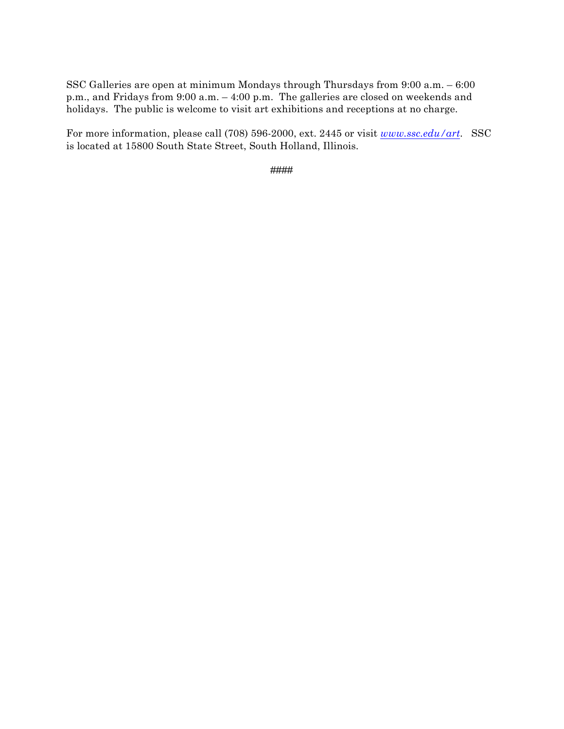SSC Galleries are open at minimum Mondays through Thursdays from 9:00 a.m. – 6:00 p.m., and Fridays from 9:00 a.m. – 4:00 p.m. The galleries are closed on weekends and holidays. The public is welcome to visit art exhibitions and receptions at no charge.

For more information, please call (708) 596-2000, ext. 2445 or visit *www.ssc.edu/art*. SSC is located at 15800 South State Street, South Holland, Illinois.

####